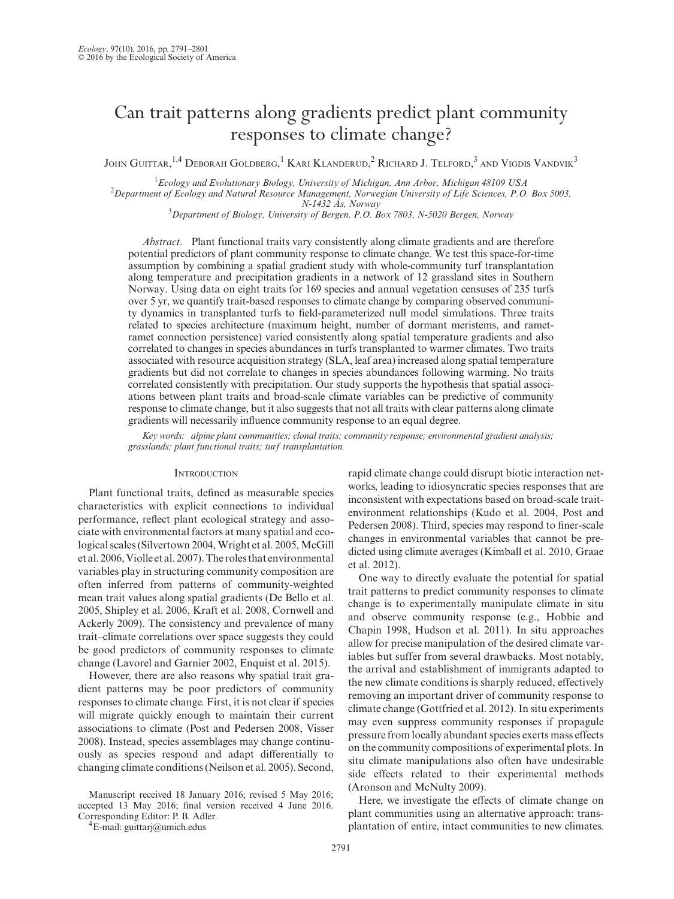# Can trait patterns along gradients predict plant community responses to climate change?

John Guittar,[1,4] Deborah Goldberg,[1] Kari Klanderud,[2] Richard J. Telford,[3] and Vigdis Vandvik[3]

[1]*Ecology and Evolutionary Biology, University of Michigan, Ann Arbor, Michigan 48109 USA*
[2]*Department of Ecology and Natural Resource Management, Norwegian University of Life Sciences, P.O. Box 5003, N-1432 Ås, Norway*
[3]*Department of Biology, University of Bergen, P.O. Box 7803, N-5020 Bergen, Norway*

*Abstract*. Plant functional traits vary consistently along climate gradients and are therefore potential predictors of plant community response to climate change. We test this space-for-time assumption by combining a spatial gradient study with whole-community turf transplantation along temperature and precipitation gradients in a network of 12 grassland sites in Southern Norway. Using data on eight traits for 169 species and annual vegetation censuses of 235 turfs over 5 yr, we quantify trait-based responses to climate change by comparing observed community dynamics in transplanted turfs to field-parameterized null model simulations. Three traits related to species architecture (maximum height, number of dormant meristems, and ramet-ramet connection persistence) varied consistently along spatial temperature gradients and also correlated to changes in species abundances in turfs transplanted to warmer climates. Two traits associated with resource acquisition strategy (SLA, leaf area) increased along spatial temperature gradients but did not correlate to changes in species abundances following warming. No traits correlated consistently with precipitation. Our study supports the hypothesis that spatial associations between plant traits and broad-scale climate variables can be predictive of community response to climate change, but it also suggests that not all traits with clear patterns along climate gradients will necessarily influence community response to an equal degree.

*Key words: alpine plant communities; clonal traits; community response; environmental gradient analysis; grasslands; plant functional traits; turf transplantation.*

## Introduction

Plant functional traits, defined as measurable species characteristics with explicit connections to individual performance, reflect plant ecological strategy and associate with environmental factors at many spatial and ecological scales (Silvertown 2004, Wright et al. 2005, McGill et al. 2006, Violle et al. 2007). The roles that environmental variables play in structuring community composition are often inferred from patterns of community-weighted mean trait values along spatial gradients (De Bello et al. 2005, Shipley et al. 2006, Kraft et al. 2008, Cornwell and Ackerly 2009). The consistency and prevalence of many trait–climate correlations over space suggests they could be good predictors of community responses to climate change (Lavorel and Garnier 2002, Enquist et al. 2015).

However, there are also reasons why spatial trait gradient patterns may be poor predictors of community responses to climate change. First, it is not clear if species will migrate quickly enough to maintain their current associations to climate (Post and Pedersen 2008, Visser 2008). Instead, species assemblages may change continuously as species respond and adapt differentially to changing climate conditions (Neilson et al. 2005). Second, rapid climate change could disrupt biotic interaction networks, leading to idiosyncratic species responses that are inconsistent with expectations based on broad-scale trait-environment relationships (Kudo et al. 2004, Post and Pedersen 2008). Third, species may respond to finer-scale changes in environmental variables that cannot be predicted using climate averages (Kimball et al. 2010, Graae et al. 2012).

One way to directly evaluate the potential for spatial trait patterns to predict community responses to climate change is to experimentally manipulate climate in situ and observe community response (e.g., Hobbie and Chapin 1998, Hudson et al. 2011). In situ approaches allow for precise manipulation of the desired climate variables but suffer from several drawbacks. Most notably, the arrival and establishment of immigrants adapted to the new climate conditions is sharply reduced, effectively removing an important driver of community response to climate change (Gottfried et al. 2012). In situ experiments may even suppress community responses if propagule pressure from locally abundant species exerts mass effects on the community compositions of experimental plots. In situ climate manipulations also often have undesirable side effects related to their experimental methods (Aronson and McNulty 2009).

Here, we investigate the effects of climate change on plant communities using an alternative approach: transplantation of entire, intact communities to new climates.

Manuscript received 18 January 2016; revised 5 May 2016; accepted 13 May 2016; final version received 4 June 2016. Corresponding Editor: P. B. Adler.

[4]E-mail: guittarj@umich.edus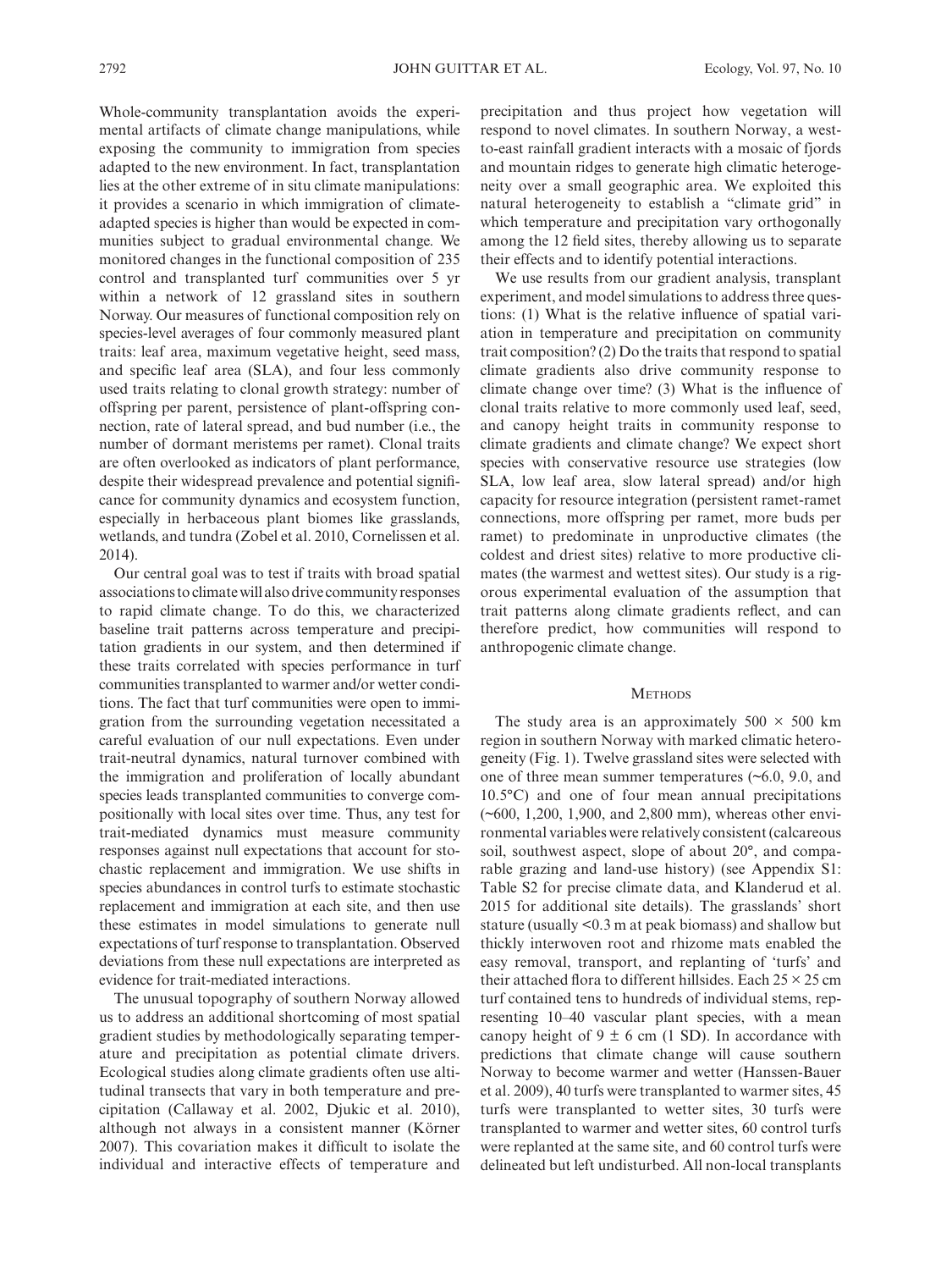Whole-community transplantation avoids the experimental artifacts of climate change manipulations, while exposing the community to immigration from species adapted to the new environment. In fact, transplantation lies at the other extreme of in situ climate manipulations: it provides a scenario in which immigration of climate-adapted species is higher than would be expected in communities subject to gradual environmental change. We monitored changes in the functional composition of 235 control and transplanted turf communities over 5 yr within a network of 12 grassland sites in southern Norway. Our measures of functional composition rely on species-level averages of four commonly measured plant traits: leaf area, maximum vegetative height, seed mass, and specific leaf area (SLA), and four less commonly used traits relating to clonal growth strategy: number of offspring per parent, persistence of plant-offspring connection, rate of lateral spread, and bud number (i.e., the number of dormant meristems per ramet). Clonal traits are often overlooked as indicators of plant performance, despite their widespread prevalence and potential significance for community dynamics and ecosystem function, especially in herbaceous plant biomes like grasslands, wetlands, and tundra (Zobel et al. 2010, Cornelissen et al. 2014).

Our central goal was to test if traits with broad spatial associations to climate will also drive community responses to rapid climate change. To do this, we characterized baseline trait patterns across temperature and precipitation gradients in our system, and then determined if these traits correlated with species performance in turf communities transplanted to warmer and/or wetter conditions. The fact that turf communities were open to immigration from the surrounding vegetation necessitated a careful evaluation of our null expectations. Even under trait-neutral dynamics, natural turnover combined with the immigration and proliferation of locally abundant species leads transplanted communities to converge compositionally with local sites over time. Thus, any test for trait-mediated dynamics must measure community responses against null expectations that account for stochastic replacement and immigration. We use shifts in species abundances in control turfs to estimate stochastic replacement and immigration at each site, and then use these estimates in model simulations to generate null expectations of turf response to transplantation. Observed deviations from these null expectations are interpreted as evidence for trait-mediated interactions.

The unusual topography of southern Norway allowed us to address an additional shortcoming of most spatial gradient studies by methodologically separating temperature and precipitation as potential climate drivers. Ecological studies along climate gradients often use altitudinal transects that vary in both temperature and precipitation (Callaway et al. 2002, Djukic et al. 2010), although not always in a consistent manner (Körner 2007). This covariation makes it difficult to isolate the individual and interactive effects of temperature and precipitation and thus project how vegetation will respond to novel climates. In southern Norway, a west-to-east rainfall gradient interacts with a mosaic of fjords and mountain ridges to generate high climatic heterogeneity over a small geographic area. We exploited this natural heterogeneity to establish a "climate grid" in which temperature and precipitation vary orthogonally among the 12 field sites, thereby allowing us to separate their effects and to identify potential interactions.

We use results from our gradient analysis, transplant experiment, and model simulations to address three questions: (1) What is the relative influence of spatial variation in temperature and precipitation on community trait composition? (2) Do the traits that respond to spatial climate gradients also drive community response to climate change over time? (3) What is the influence of clonal traits relative to more commonly used leaf, seed, and canopy height traits in community response to climate gradients and climate change? We expect short species with conservative resource use strategies (low SLA, low leaf area, slow lateral spread) and/or high capacity for resource integration (persistent ramet-ramet connections, more offspring per ramet, more buds per ramet) to predominate in unproductive climates (the coldest and driest sites) relative to more productive climates (the warmest and wettest sites). Our study is a rigorous experimental evaluation of the assumption that trait patterns along climate gradients reflect, and can therefore predict, how communities will respond to anthropogenic climate change.

## Methods

The study area is an approximately 500 × 500 km region in southern Norway with marked climatic heterogeneity (Fig. 1). Twelve grassland sites were selected with one of three mean summer temperatures (~6.0, 9.0, and 10.5°C) and one of four mean annual precipitations (~600, 1,200, 1,900, and 2,800 mm), whereas other environmental variables were relatively consistent (calcareous soil, southwest aspect, slope of about 20°, and comparable grazing and land-use history) (see Appendix S1: Table S2 for precise climate data, and Klanderud et al. 2015 for additional site details). The grasslands' short stature (usually <0.3 m at peak biomass) and shallow but thickly interwoven root and rhizome mats enabled the easy removal, transport, and replanting of 'turfs' and their attached flora to different hillsides. Each 25 × 25 cm turf contained tens to hundreds of individual stems, representing 10–40 vascular plant species, with a mean canopy height of 9 ± 6 cm (1 SD). In accordance with predictions that climate change will cause southern Norway to become warmer and wetter (Hanssen-Bauer et al. 2009), 40 turfs were transplanted to warmer sites, 45 turfs were transplanted to wetter sites, 30 turfs were transplanted to warmer and wetter sites, 60 control turfs were replanted at the same site, and 60 control turfs were delineated but left undisturbed. All non-local transplants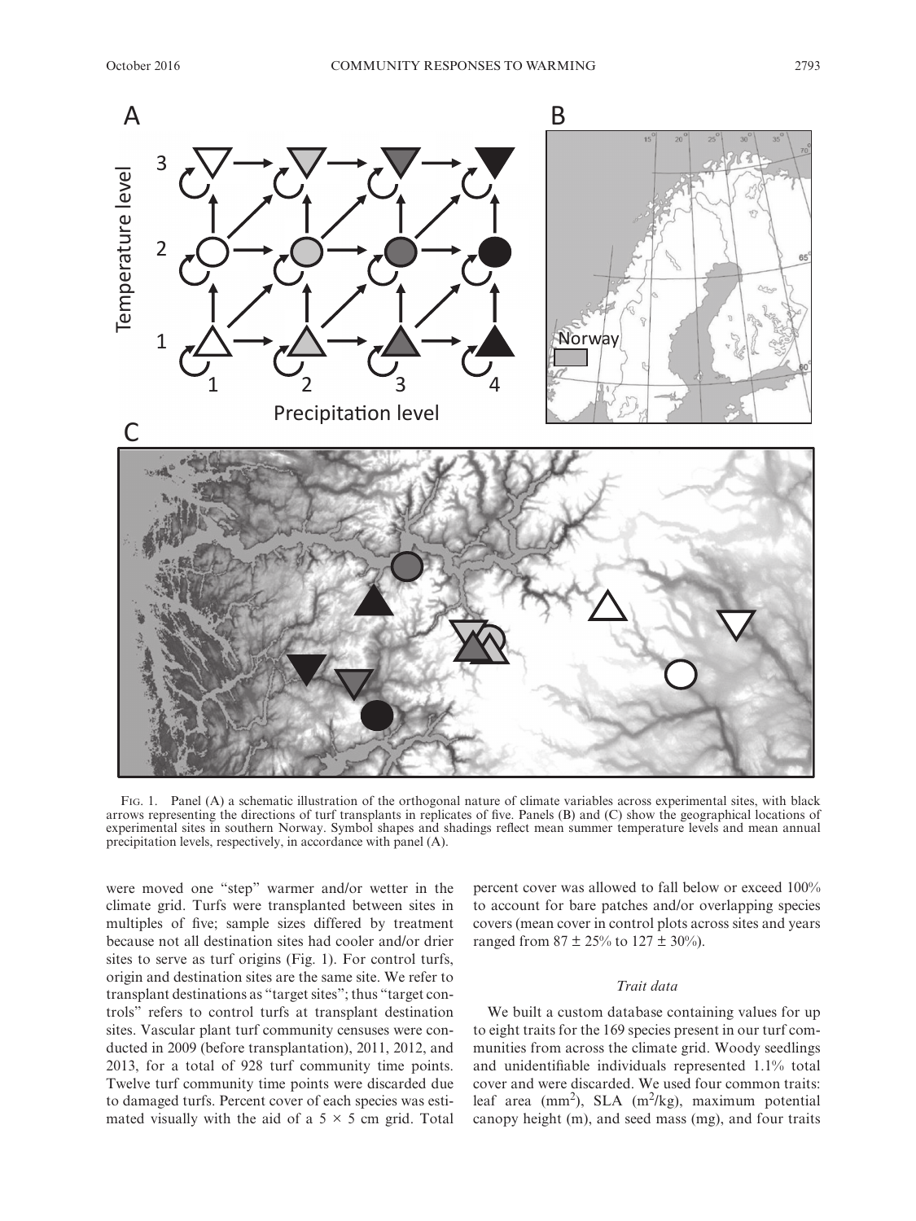FIG. 1. Panel (A) a schematic illustration of the orthogonal nature of climate variables across experimental sites, with black arrows representing the directions of turf transplants in replicates of five. Panels (B) and (C) show the geographical locations of experimental sites in southern Norway. Symbol shapes and shadings reflect mean summer temperature levels and mean annual precipitation levels, respectively, in accordance with panel (A).

were moved one "step" warmer and/or wetter in the climate grid. Turfs were transplanted between sites in multiples of five; sample sizes differed by treatment because not all destination sites had cooler and/or drier sites to serve as turf origins (Fig. 1). For control turfs, origin and destination sites are the same site. We refer to transplant destinations as "target sites"; thus "target controls" refers to control turfs at transplant destination sites. Vascular plant turf community censuses were conducted in 2009 (before transplantation), 2011, 2012, and 2013, for a total of 928 turf community time points. Twelve turf community time points were discarded due to damaged turfs. Percent cover of each species was estimated visually with the aid of a $5 \times 5$ cm grid. Total percent cover was allowed to fall below or exceed 100% to account for bare patches and/or overlapping species covers (mean cover in control plots across sites and years ranged from $87 \pm 25\%$ to $127 \pm 30\%$).

### *Trait data*

We built a custom database containing values for up to eight traits for the 169 species present in our turf communities from across the climate grid. Woody seedlings and unidentifiable individuals represented 1.1% total cover and were discarded. We used four common traits: leaf area ($mm^2$), SLA ($m^2/kg$), maximum potential canopy height (m), and seed mass (mg), and four traits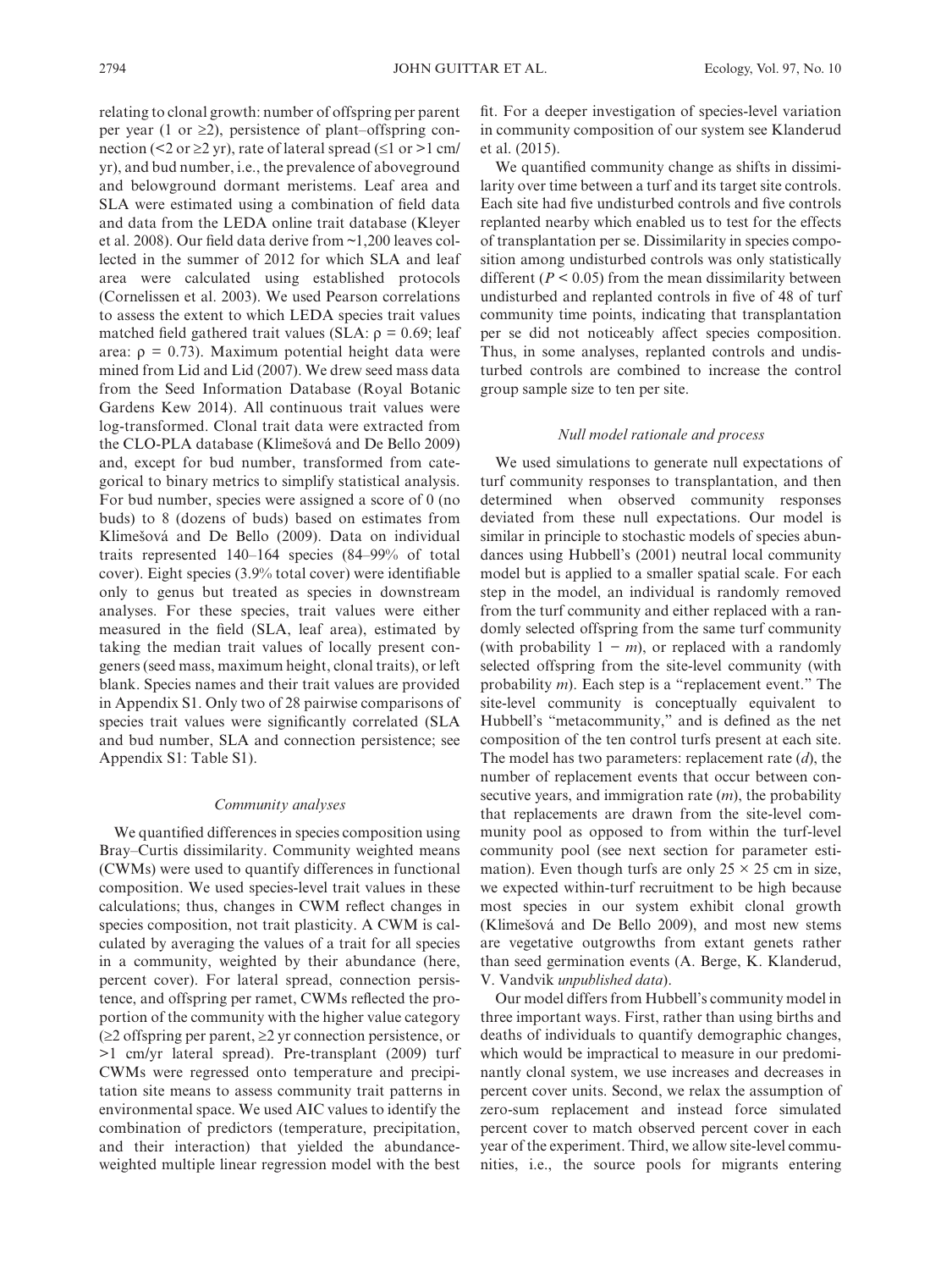relating to clonal growth: number of offspring per parent per year (1 or ≥2), persistence of plant–offspring connection (<2 or ≥2 yr), rate of lateral spread (≤1 or >1 cm/yr), and bud number, i.e., the prevalence of aboveground and belowground dormant meristems. Leaf area and SLA were estimated using a combination of field data and data from the LEDA online trait database (Kleyer et al. 2008). Our field data derive from ~1,200 leaves collected in the summer of 2012 for which SLA and leaf area were calculated using established protocols (Cornelissen et al. 2003). We used Pearson correlations to assess the extent to which LEDA species trait values matched field gathered trait values (SLA: $\rho = 0.69$; leaf area: $\rho = 0.73$). Maximum potential height data were mined from Lid and Lid (2007). We drew seed mass data from the Seed Information Database (Royal Botanic Gardens Kew 2014). All continuous trait values were log-transformed. Clonal trait data were extracted from the CLO-PLA database (Klimešová and De Bello 2009) and, except for bud number, transformed from categorical to binary metrics to simplify statistical analysis. For bud number, species were assigned a score of 0 (no buds) to 8 (dozens of buds) based on estimates from Klimešová and De Bello (2009). Data on individual traits represented 140–164 species (84–99% of total cover). Eight species (3.9% total cover) were identifiable only to genus but treated as species in downstream analyses. For these species, trait values were either measured in the field (SLA, leaf area), estimated by taking the median trait values of locally present congeners (seed mass, maximum height, clonal traits), or left blank. Species names and their trait values are provided in Appendix S1. Only two of 28 pairwise comparisons of species trait values were significantly correlated (SLA and bud number, SLA and connection persistence; see Appendix S1: Table S1).

### *Community analyses*

We quantified differences in species composition using Bray–Curtis dissimilarity. Community weighted means (CWMs) were used to quantify differences in functional composition. We used species-level trait values in these calculations; thus, changes in CWM reflect changes in species composition, not trait plasticity. A CWM is calculated by averaging the values of a trait for all species in a community, weighted by their abundance (here, percent cover). For lateral spread, connection persistence, and offspring per ramet, CWMs reflected the proportion of the community with the higher value category (≥2 offspring per parent, ≥2 yr connection persistence, or >1 cm/yr lateral spread). Pre-transplant (2009) turf CWMs were regressed onto temperature and precipitation site means to assess community trait patterns in environmental space. We used AIC values to identify the combination of predictors (temperature, precipitation, and their interaction) that yielded the abundance-weighted multiple linear regression model with the best fit. For a deeper investigation of species-level variation in community composition of our system see Klanderud et al. (2015).

We quantified community change as shifts in dissimilarity over time between a turf and its target site controls. Each site had five undisturbed controls and five controls replanted nearby which enabled us to test for the effects of transplantation per se. Dissimilarity in species composition among undisturbed controls was only statistically different ($P < 0.05$) from the mean dissimilarity between undisturbed and replanted controls in five of 48 of turf community time points, indicating that transplantation per se did not noticeably affect species composition. Thus, in some analyses, replanted controls and undisturbed controls are combined to increase the control group sample size to ten per site.

### *Null model rationale and process*

We used simulations to generate null expectations of turf community responses to transplantation, and then determined when observed community responses deviated from these null expectations. Our model is similar in principle to stochastic models of species abundances using Hubbell's (2001) neutral local community model but is applied to a smaller spatial scale. For each step in the model, an individual is randomly removed from the turf community and either replaced with a randomly selected offspring from the same turf community (with probability $1 - m$), or replaced with a randomly selected offspring from the site-level community (with probability $m$). Each step is a "replacement event." The site-level community is conceptually equivalent to Hubbell's "metacommunity," and is defined as the net composition of the ten control turfs present at each site. The model has two parameters: replacement rate ($d$), the number of replacement events that occur between consecutive years, and immigration rate ($m$), the probability that replacements are drawn from the site-level community pool as opposed to from within the turf-level community pool (see next section for parameter estimation). Even though turfs are only $25 \times 25$ cm in size, we expected within-turf recruitment to be high because most species in our system exhibit clonal growth (Klimešová and De Bello 2009), and most new stems are vegetative outgrowths from extant genets rather than seed germination events (A. Berge, K. Klanderud, V. Vandvik *unpublished data*).

Our model differs from Hubbell's community model in three important ways. First, rather than using births and deaths of individuals to quantify demographic changes, which would be impractical to measure in our predominantly clonal system, we use increases and decreases in percent cover units. Second, we relax the assumption of zero-sum replacement and instead force simulated percent cover to match observed percent cover in each year of the experiment. Third, we allow site-level communities, i.e., the source pools for migrants entering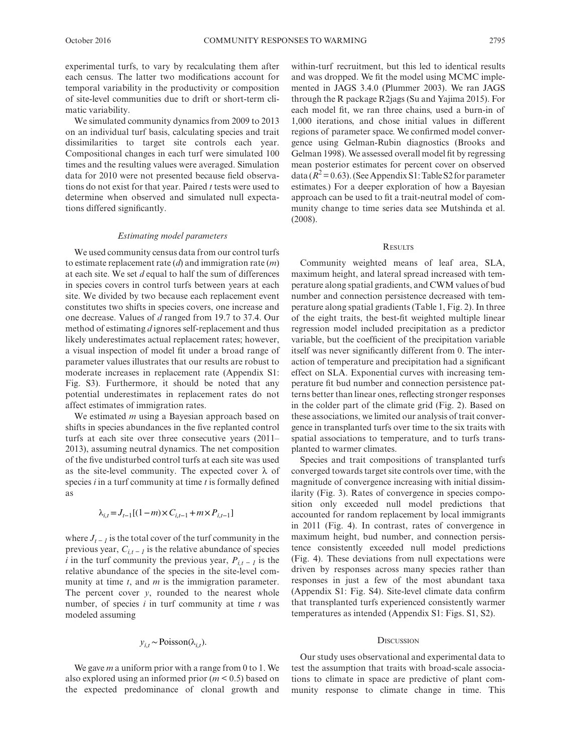experimental turfs, to vary by recalculating them after each census. The latter two modifications account for temporal variability in the productivity or composition of site-level communities due to drift or short-term climatic variability.

We simulated community dynamics from 2009 to 2013 on an individual turf basis, calculating species and trait dissimilarities to target site controls each year. Compositional changes in each turf were simulated 100 times and the resulting values were averaged. Simulation data for 2010 were not presented because field observations do not exist for that year. Paired $t$ tests were used to determine when observed and simulated null expectations differed significantly.

### *Estimating model parameters*

We used community census data from our control turfs to estimate replacement rate ($d$) and immigration rate ($m$) at each site. We set $d$ equal to half the sum of differences in species covers in control turfs between years at each site. We divided by two because each replacement event constitutes two shifts in species covers, one increase and one decrease. Values of $d$ ranged from 19.7 to 37.4. Our method of estimating $d$ ignores self-replacement and thus likely underestimates actual replacement rates; however, a visual inspection of model fit under a broad range of parameter values illustrates that our results are robust to moderate increases in replacement rate (Appendix S1: Fig. S3). Furthermore, it should be noted that any potential underestimates in replacement rates do not affect estimates of immigration rates.

We estimated $m$ using a Bayesian approach based on shifts in species abundances in the five replanted control turfs at each site over three consecutive years (2011–2013), assuming neutral dynamics. The net composition of the five undisturbed control turfs at each site was used as the site-level community. The expected cover $\lambda$ of species $i$ in a turf community at time $t$ is formally defined as

$$\lambda_{i,t} = J_{t-1}[(1-m)\times C_{i,t-1} + m \times P_{i,t-1}]$$

where $J_{t-1}$ is the total cover of the turf community in the previous year, $C_{i,t-1}$ is the relative abundance of species $i$ in the turf community the previous year, $P_{i,t-1}$ is the relative abundance of the species in the site-level community at time $t$, and $m$ is the immigration parameter. The percent cover $y$, rounded to the nearest whole number, of species $i$ in turf community at time $t$ was modeled assuming

$$y_{i,t} \sim \text{Poisson}(\lambda_{i,t}).$$

We gave $m$ a uniform prior with a range from 0 to 1. We also explored using an informed prior ($m < 0.5$) based on the expected predominance of clonal growth and within-turf recruitment, but this led to identical results and was dropped. We fit the model using MCMC implemented in JAGS 3.4.0 (Plummer 2003). We ran JAGS through the R package R2jags (Su and Yajima 2015). For each model fit, we ran three chains, used a burn-in of 1,000 iterations, and chose initial values in different regions of parameter space. We confirmed model convergence using Gelman-Rubin diagnostics (Brooks and Gelman 1998). We assessed overall model fit by regressing mean posterior estimates for percent cover on observed data ($R^2 = 0.63$). (See Appendix S1: Table S2 for parameter estimates.) For a deeper exploration of how a Bayesian approach can be used to fit a trait-neutral model of community change to time series data see Mutshinda et al. (2008).

## Results

Community weighted means of leaf area, SLA, maximum height, and lateral spread increased with temperature along spatial gradients, and CWM values of bud number and connection persistence decreased with temperature along spatial gradients (Table 1, Fig. 2). In three of the eight traits, the best-fit weighted multiple linear regression model included precipitation as a predictor variable, but the coefficient of the precipitation variable itself was never significantly different from 0. The interaction of temperature and precipitation had a significant effect on SLA. Exponential curves with increasing temperature fit bud number and connection persistence patterns better than linear ones, reflecting stronger responses in the colder part of the climate grid (Fig. 2). Based on these associations, we limited our analysis of trait convergence in transplanted turfs over time to the six traits with spatial associations to temperature, and to turfs transplanted to warmer climates.

Species and trait compositions of transplanted turfs converged towards target site controls over time, with the magnitude of convergence increasing with initial dissimilarity (Fig. 3). Rates of convergence in species composition only exceeded null model predictions that accounted for random replacement by local immigrants in 2011 (Fig. 4). In contrast, rates of convergence in maximum height, bud number, and connection persistence consistently exceeded null model predictions (Fig. 4). These deviations from null expectations were driven by responses across many species rather than responses in just a few of the most abundant taxa (Appendix S1: Fig. S4). Site-level climate data confirm that transplanted turfs experienced consistently warmer temperatures as intended (Appendix S1: Figs. S1, S2).

## Discussion

Our study uses observational and experimental data to test the assumption that traits with broad-scale associations to climate in space are predictive of plant community response to climate change in time. This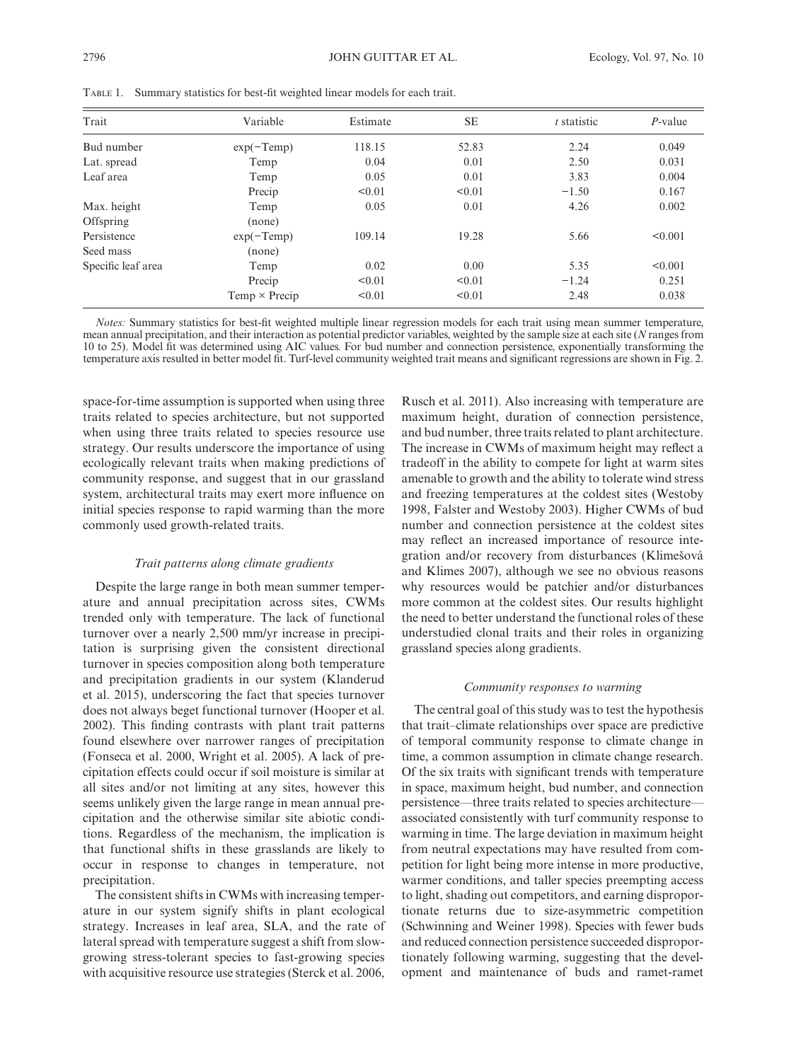Table 1. Summary statistics for best-fit weighted linear models for each trait.

| Trait | Variable | Estimate | SE | *t* statistic | *P*-value |
|---|---|---|---|---|---|
| Bud number | exp(−Temp) | 118.15 | 52.83 | 2.24 | 0.049 |
| Lat. spread | Temp | 0.04 | 0.01 | 2.50 | 0.031 |
| Leaf area | Temp | 0.05 | 0.01 | 3.83 | 0.004 |
| | Precip | <0.01 | <0.01 | −1.50 | 0.167 |
| Max. height | Temp | 0.05 | 0.01 | 4.26 | 0.002 |
| Offspring | (none) | | | | |
| Persistence | exp(−Temp) | 109.14 | 19.28 | 5.66 | <0.001 |
| Seed mass | (none) | | | | |
| Specific leaf area | Temp | 0.02 | 0.00 | 5.35 | <0.001 |
| | Precip | <0.01 | <0.01 | −1.24 | 0.251 |
| | Temp × Precip | <0.01 | <0.01 | 2.48 | 0.038 |

*Notes:* Summary statistics for best-fit weighted multiple linear regression models for each trait using mean summer temperature, mean annual precipitation, and their interaction as potential predictor variables, weighted by the sample size at each site (*N* ranges from 10 to 25). Model fit was determined using AIC values. For bud number and connection persistence, exponentially transforming the temperature axis resulted in better model fit. Turf-level community weighted trait means and significant regressions are shown in Fig. 2.

space-for-time assumption is supported when using three traits related to species architecture, but not supported when using three traits related to species resource use strategy. Our results underscore the importance of using ecologically relevant traits when making predictions of community response, and suggest that in our grassland system, architectural traits may exert more influence on initial species response to rapid warming than the more commonly used growth-related traits.

### *Trait patterns along climate gradients*

Despite the large range in both mean summer temperature and annual precipitation across sites, CWMs trended only with temperature. The lack of functional turnover over a nearly 2,500 mm/yr increase in precipitation is surprising given the consistent directional turnover in species composition along both temperature and precipitation gradients in our system (Klanderud et al. 2015), underscoring the fact that species turnover does not always beget functional turnover (Hooper et al. 2002). This finding contrasts with plant trait patterns found elsewhere over narrower ranges of precipitation (Fonseca et al. 2000, Wright et al. 2005). A lack of precipitation effects could occur if soil moisture is similar at all sites and/or not limiting at any sites, however this seems unlikely given the large range in mean annual precipitation and the otherwise similar site abiotic conditions. Regardless of the mechanism, the implication is that functional shifts in these grasslands are likely to occur in response to changes in temperature, not precipitation.

The consistent shifts in CWMs with increasing temperature in our system signify shifts in plant ecological strategy. Increases in leaf area, SLA, and the rate of lateral spread with temperature suggest a shift from slow-growing stress-tolerant species to fast-growing species with acquisitive resource use strategies (Sterck et al. 2006, Rusch et al. 2011). Also increasing with temperature are maximum height, duration of connection persistence, and bud number, three traits related to plant architecture. The increase in CWMs of maximum height may reflect a tradeoff in the ability to compete for light at warm sites amenable to growth and the ability to tolerate wind stress and freezing temperatures at the coldest sites (Westoby 1998, Falster and Westoby 2003). Higher CWMs of bud number and connection persistence at the coldest sites may reflect an increased importance of resource integration and/or recovery from disturbances (Klimešová and Klimes 2007), although we see no obvious reasons why resources would be patchier and/or disturbances more common at the coldest sites. Our results highlight the need to better understand the functional roles of these understudied clonal traits and their roles in organizing grassland species along gradients.

### *Community responses to warming*

The central goal of this study was to test the hypothesis that trait–climate relationships over space are predictive of temporal community response to climate change in time, a common assumption in climate change research. Of the six traits with significant trends with temperature in space, maximum height, bud number, and connection persistence—three traits related to species architecture—associated consistently with turf community response to warming in time. The large deviation in maximum height from neutral expectations may have resulted from competition for light being more intense in more productive, warmer conditions, and taller species preempting access to light, shading out competitors, and earning disproportionate returns due to size-asymmetric competition (Schwinning and Weiner 1998). Species with fewer buds and reduced connection persistence succeeded disproportionately following warming, suggesting that the development and maintenance of buds and ramet-ramet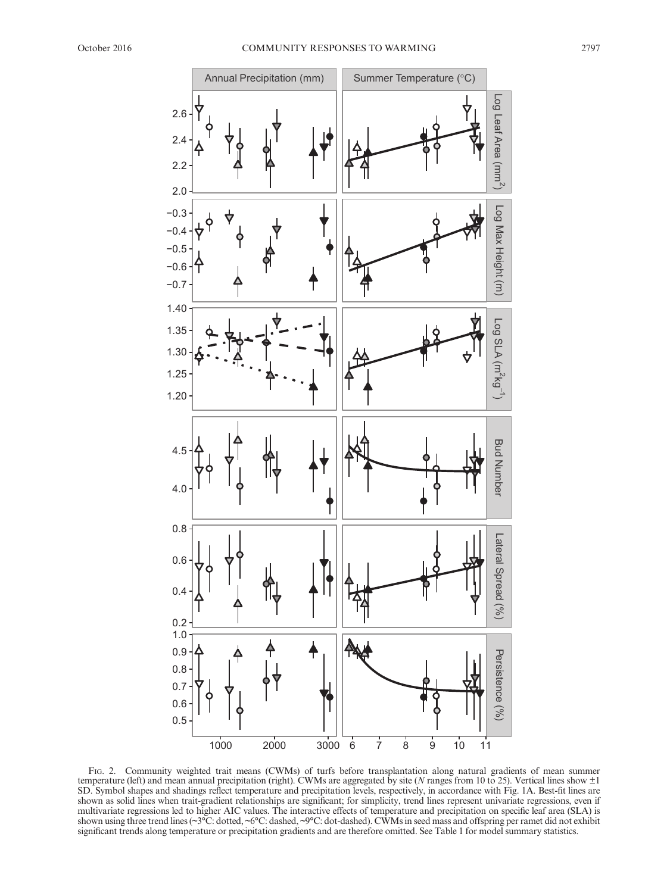Fig. 2. Community weighted trait means (CWMs) of turfs before transplantation along natural gradients of mean summer temperature (left) and mean annual precipitation (right). CWMs are aggregated by site (*N* ranges from 10 to 25). Vertical lines show ±1 SD. Symbol shapes and shadings reflect temperature and precipitation levels, respectively, in accordance with Fig. 1A. Best-fit lines are shown as solid lines when trait-gradient relationships are significant; for simplicity, trend lines represent univariate regressions, even if multivariate regressions led to higher AIC values. The interactive effects of temperature and precipitation on specific leaf area (SLA) is shown using three trend lines (~3°C: dotted, ~6°C: dashed, ~9°C: dot-dashed). CWMs in seed mass and offspring per ramet did not exhibit significant trends along temperature or precipitation gradients and are therefore omitted. See Table 1 for model summary statistics.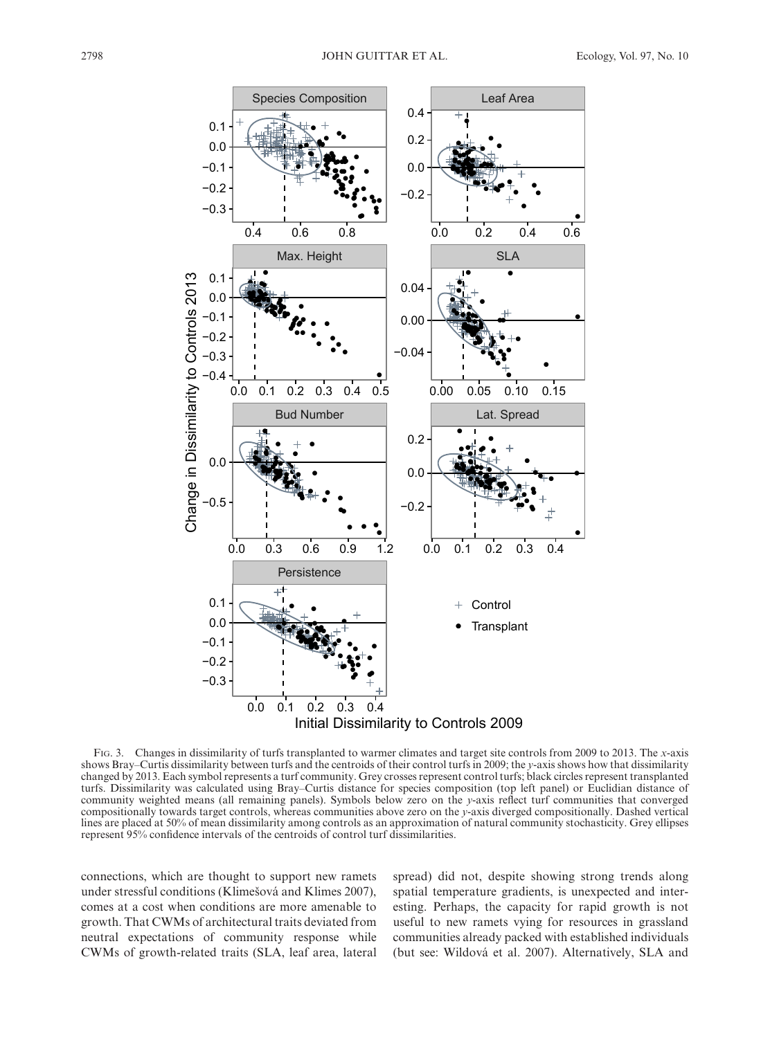Fig. 3. Changes in dissimilarity of turfs transplanted to warmer climates and target site controls from 2009 to 2013. The $x$-axis shows Bray–Curtis dissimilarity between turfs and the centroids of their control turfs in 2009; the $y$-axis shows how that dissimilarity changed by 2013. Each symbol represents a turf community. Grey crosses represent control turfs; black circles represent transplanted turfs. Dissimilarity was calculated using Bray–Curtis distance for species composition (top left panel) or Euclidian distance of community weighted means (all remaining panels). Symbols below zero on the $y$-axis reflect turf communities that converged compositionally towards target controls, whereas communities above zero on the $y$-axis diverged compositionally. Dashed vertical lines are placed at 50% of mean dissimilarity among controls as an approximation of natural community stochasticity. Grey ellipses represent 95% confidence intervals of the centroids of control turf dissimilarities.

connections, which are thought to support new ramets under stressful conditions (Klimešová and Klimes 2007), comes at a cost when conditions are more amenable to growth. That CWMs of architectural traits deviated from neutral expectations of community response while CWMs of growth-related traits (SLA, leaf area, lateral spread) did not, despite showing strong trends along spatial temperature gradients, is unexpected and interesting. Perhaps, the capacity for rapid growth is not useful to new ramets vying for resources in grassland communities already packed with established individuals (but see: Wildová et al. 2007). Alternatively, SLA and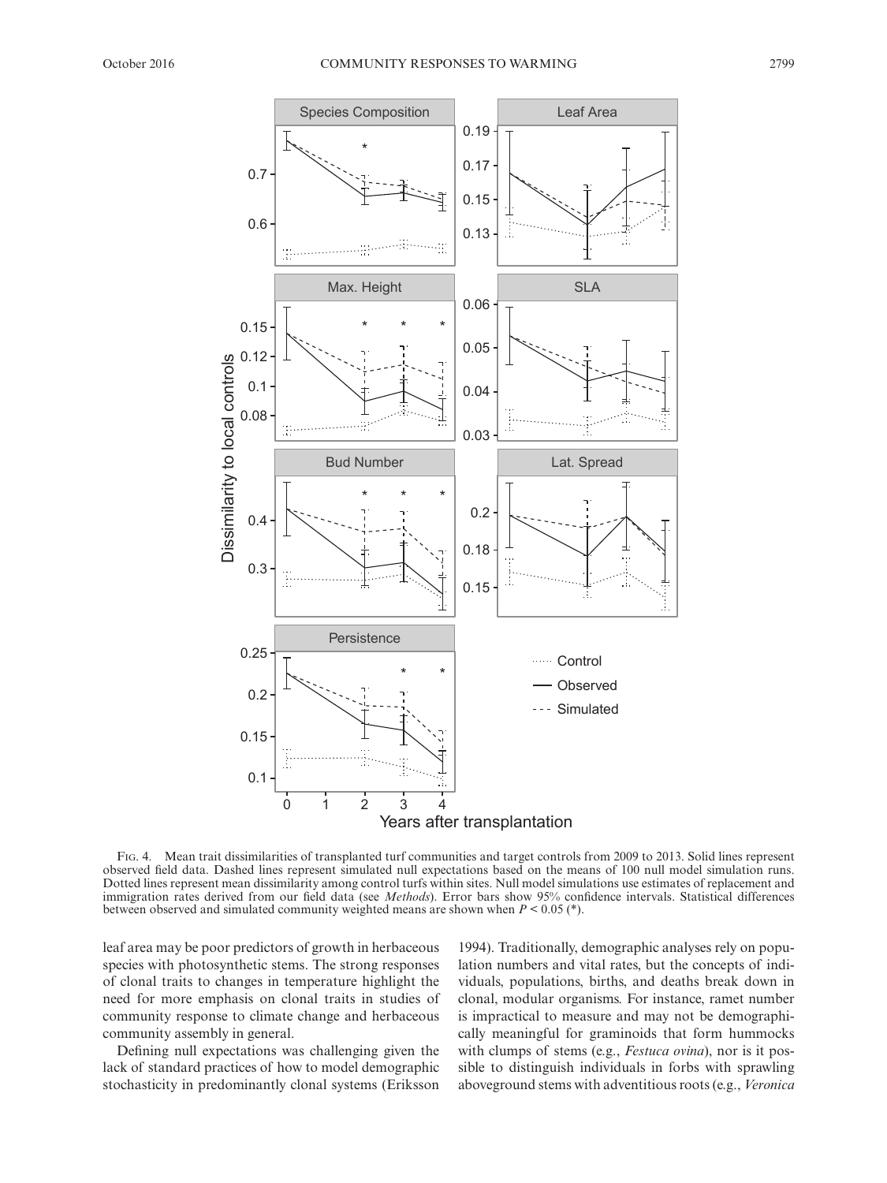Fig. 4. Mean trait dissimilarities of transplanted turf communities and target controls from 2009 to 2013. Solid lines represent observed field data. Dashed lines represent simulated null expectations based on the means of 100 null model simulation runs. Dotted lines represent mean dissimilarity among control turfs within sites. Null model simulations use estimates of replacement and immigration rates derived from our field data (see *Methods*). Error bars show 95% confidence intervals. Statistical differences between observed and simulated community weighted means are shown when $P < 0.05$ (*).

leaf area may be poor predictors of growth in herbaceous species with photosynthetic stems. The strong responses of clonal traits to changes in temperature highlight the need for more emphasis on clonal traits in studies of community response to climate change and herbaceous community assembly in general.

Defining null expectations was challenging given the lack of standard practices of how to model demographic stochasticity in predominantly clonal systems (Eriksson 1994). Traditionally, demographic analyses rely on population numbers and vital rates, but the concepts of individuals, populations, births, and deaths break down in clonal, modular organisms. For instance, ramet number is impractical to measure and may not be demographically meaningful for graminoids that form hummocks with clumps of stems (e.g., *Festuca ovina*), nor is it possible to distinguish individuals in forbs with sprawling aboveground stems with adventitious roots (e.g., *Veronica*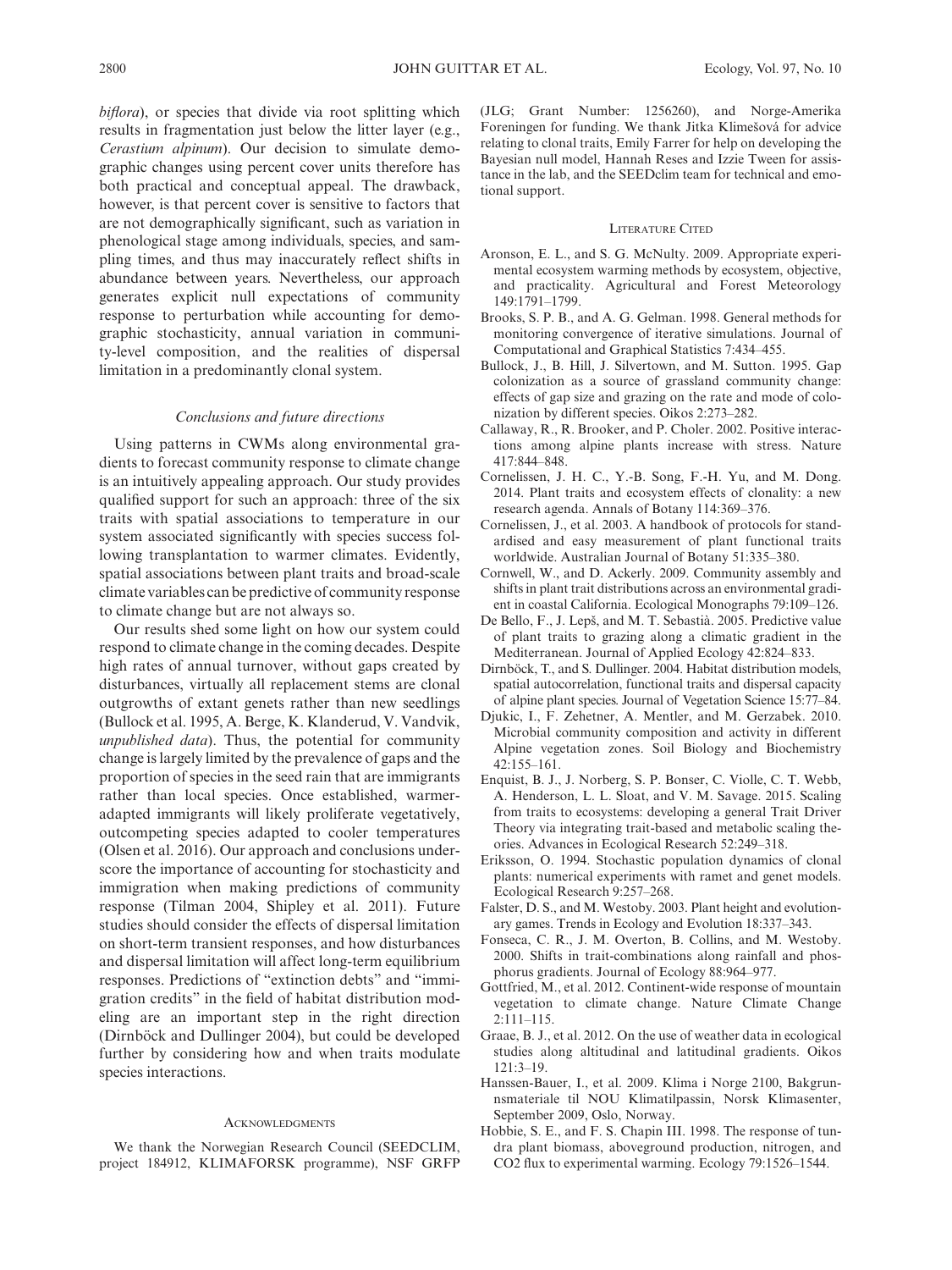*biflora*), or species that divide via root splitting which results in fragmentation just below the litter layer (e.g., *Cerastium alpinum*). Our decision to simulate demographic changes using percent cover units therefore has both practical and conceptual appeal. The drawback, however, is that percent cover is sensitive to factors that are not demographically significant, such as variation in phenological stage among individuals, species, and sampling times, and thus may inaccurately reflect shifts in abundance between years. Nevertheless, our approach generates explicit null expectations of community response to perturbation while accounting for demographic stochasticity, annual variation in community-level composition, and the realities of dispersal limitation in a predominantly clonal system.

### *Conclusions and future directions*

Using patterns in CWMs along environmental gradients to forecast community response to climate change is an intuitively appealing approach. Our study provides qualified support for such an approach: three of the six traits with spatial associations to temperature in our system associated significantly with species success following transplantation to warmer climates. Evidently, spatial associations between plant traits and broad-scale climate variables can be predictive of community response to climate change but are not always so.

Our results shed some light on how our system could respond to climate change in the coming decades. Despite high rates of annual turnover, without gaps created by disturbances, virtually all replacement stems are clonal outgrowths of extant genets rather than new seedlings (Bullock et al. 1995, A. Berge, K. Klanderud, V. Vandvik, *unpublished data*). Thus, the potential for community change is largely limited by the prevalence of gaps and the proportion of species in the seed rain that are immigrants rather than local species. Once established, warmer-adapted immigrants will likely proliferate vegetatively, outcompeting species adapted to cooler temperatures (Olsen et al. 2016). Our approach and conclusions underscore the importance of accounting for stochasticity and immigration when making predictions of community response (Tilman 2004, Shipley et al. 2011). Future studies should consider the effects of dispersal limitation on short-term transient responses, and how disturbances and dispersal limitation will affect long-term equilibrium responses. Predictions of "extinction debts" and "immigration credits" in the field of habitat distribution modeling are an important step in the right direction (Dirnböck and Dullinger 2004), but could be developed further by considering how and when traits modulate species interactions.

## Acknowledgments

We thank the Norwegian Research Council (SEEDCLIM, project 184912, KLIMAFORSK programme), NSF GRFP (JLG; Grant Number: 1256260), and Norge-Amerika Foreningen for funding. We thank Jitka Klimešová for advice relating to clonal traits, Emily Farrer for help on developing the Bayesian null model, Hannah Reses and Izzie Tween for assistance in the lab, and the SEEDclim team for technical and emotional support.

## Literature Cited

Aronson, E. L., and S. G. McNulty. 2009. Appropriate experimental ecosystem warming methods by ecosystem, objective, and practicality. Agricultural and Forest Meteorology 149:1791–1799.

Brooks, S. P. B., and A. G. Gelman. 1998. General methods for monitoring convergence of iterative simulations. Journal of Computational and Graphical Statistics 7:434–455.

Bullock, J., B. Hill, J. Silvertown, and M. Sutton. 1995. Gap colonization as a source of grassland community change: effects of gap size and grazing on the rate and mode of colonization by different species. Oikos 2:273–282.

Callaway, R., R. Brooker, and P. Choler. 2002. Positive interactions among alpine plants increase with stress. Nature 417:844–848.

Cornelissen, J. H. C., Y.-B. Song, F.-H. Yu, and M. Dong. 2014. Plant traits and ecosystem effects of clonality: a new research agenda. Annals of Botany 114:369–376.

Cornelissen, J., et al. 2003. A handbook of protocols for standardised and easy measurement of plant functional traits worldwide. Australian Journal of Botany 51:335–380.

Cornwell, W., and D. Ackerly. 2009. Community assembly and shifts in plant trait distributions across an environmental gradient in coastal California. Ecological Monographs 79:109–126.

De Bello, F., J. Lepš, and M. T. Sebastià. 2005. Predictive value of plant traits to grazing along a climatic gradient in the Mediterranean. Journal of Applied Ecology 42:824–833.

Dirnböck, T., and S. Dullinger. 2004. Habitat distribution models, spatial autocorrelation, functional traits and dispersal capacity of alpine plant species. Journal of Vegetation Science 15:77–84.

Djukic, I., F. Zehetner, A. Mentler, and M. Gerzabek. 2010. Microbial community composition and activity in different Alpine vegetation zones. Soil Biology and Biochemistry 42:155–161.

Enquist, B. J., J. Norberg, S. P. Bonser, C. Violle, C. T. Webb, A. Henderson, L. L. Sloat, and V. M. Savage. 2015. Scaling from traits to ecosystems: developing a general Trait Driver Theory via integrating trait-based and metabolic scaling theories. Advances in Ecological Research 52:249–318.

Eriksson, O. 1994. Stochastic population dynamics of clonal plants: numerical experiments with ramet and genet models. Ecological Research 9:257–268.

Falster, D. S., and M. Westoby. 2003. Plant height and evolutionary games. Trends in Ecology and Evolution 18:337–343.

Fonseca, C. R., J. M. Overton, B. Collins, and M. Westoby. 2000. Shifts in trait-combinations along rainfall and phosphorus gradients. Journal of Ecology 88:964–977.

Gottfried, M., et al. 2012. Continent-wide response of mountain vegetation to climate change. Nature Climate Change 2:111–115.

Graae, B. J., et al. 2012. On the use of weather data in ecological studies along altitudinal and latitudinal gradients. Oikos 121:3–19.

Hanssen-Bauer, I., et al. 2009. Klima i Norge 2100, Bakgrunnsmateriale til NOU Klimatilpassin, Norsk Klimasenter, September 2009, Oslo, Norway.

Hobbie, S. E., and F. S. Chapin III. 1998. The response of tundra plant biomass, aboveground production, nitrogen, and CO2 flux to experimental warming. Ecology 79:1526–1544.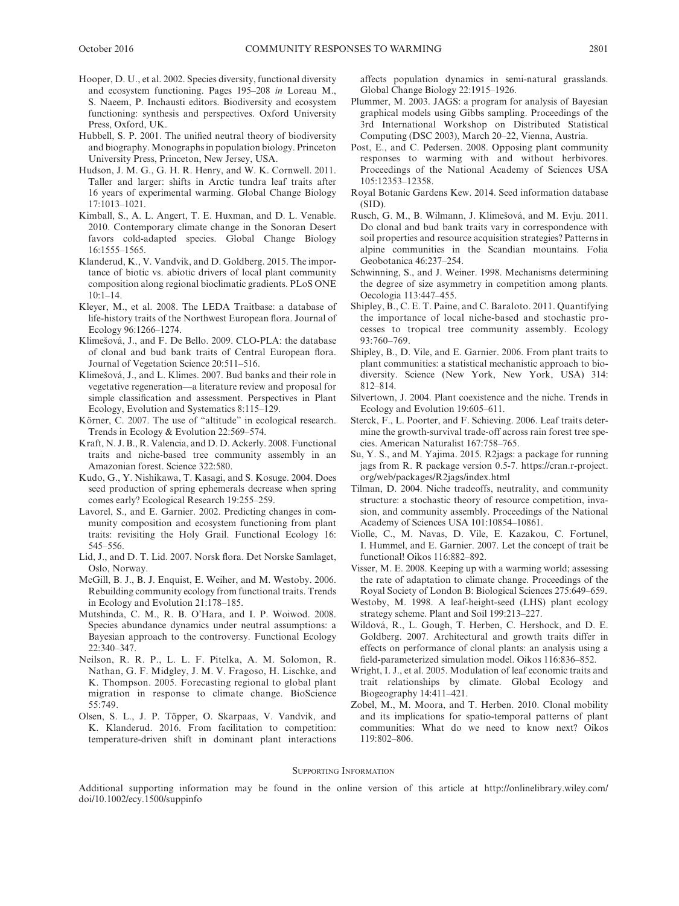Hooper, D. U., et al. 2002. Species diversity, functional diversity and ecosystem functioning. Pages 195–208 *in* Loreau M., S. Naeem, P. Inchausti editors. Biodiversity and ecosystem functioning: synthesis and perspectives. Oxford University Press, Oxford, UK.

Hubbell, S. P. 2001. The unified neutral theory of biodiversity and biography. Monographs in population biology. Princeton University Press, Princeton, New Jersey, USA.

Hudson, J. M. G., G. H. R. Henry, and W. K. Cornwell. 2011. Taller and larger: shifts in Arctic tundra leaf traits after 16 years of experimental warming. Global Change Biology 17:1013–1021.

Kimball, S., A. L. Angert, T. E. Huxman, and D. L. Venable. 2010. Contemporary climate change in the Sonoran Desert favors cold-adapted species. Global Change Biology 16:1555–1565.

Klanderud, K., V. Vandvik, and D. Goldberg. 2015. The importance of biotic vs. abiotic drivers of local plant community composition along regional bioclimatic gradients. PLoS ONE 10:1–14.

Kleyer, M., et al. 2008. The LEDA Traitbase: a database of life-history traits of the Northwest European flora. Journal of Ecology 96:1266–1274.

Klimešová, J., and F. De Bello. 2009. CLO-PLA: the database of clonal and bud bank traits of Central European flora. Journal of Vegetation Science 20:511–516.

Klimešová, J., and L. Klimes. 2007. Bud banks and their role in vegetative regeneration—a literature review and proposal for simple classification and assessment. Perspectives in Plant Ecology, Evolution and Systematics 8:115–129.

Körner, C. 2007. The use of "altitude" in ecological research. Trends in Ecology & Evolution 22:569–574.

Kraft, N. J. B., R. Valencia, and D. D. Ackerly. 2008. Functional traits and niche-based tree community assembly in an Amazonian forest. Science 322:580.

Kudo, G., Y. Nishikawa, T. Kasagi, and S. Kosuge. 2004. Does seed production of spring ephemerals decrease when spring comes early? Ecological Research 19:255–259.

Lavorel, S., and E. Garnier. 2002. Predicting changes in community composition and ecosystem functioning from plant traits: revisiting the Holy Grail. Functional Ecology 16: 545–556.

Lid, J., and D. T. Lid. 2007. Norsk flora. Det Norske Samlaget, Oslo, Norway.

McGill, B. J., B. J. Enquist, E. Weiher, and M. Westoby. 2006. Rebuilding community ecology from functional traits. Trends in Ecology and Evolution 21:178–185.

Mutshinda, C. M., R. B. O'Hara, and I. P. Woiwod. 2008. Species abundance dynamics under neutral assumptions: a Bayesian approach to the controversy. Functional Ecology 22:340–347.

Neilson, R. R. P., L. L. F. Pitelka, A. M. Solomon, R. Nathan, G. F. Midgley, J. M. V. Fragoso, H. Lischke, and K. Thompson. 2005. Forecasting regional to global plant migration in response to climate change. BioScience 55:749.

Olsen, S. L., J. P. Töpper, O. Skarpaas, V. Vandvik, and K. Klanderud. 2016. From facilitation to competition: temperature-driven shift in dominant plant interactions affects population dynamics in semi-natural grasslands. Global Change Biology 22:1915–1926.

Plummer, M. 2003. JAGS: a program for analysis of Bayesian graphical models using Gibbs sampling. Proceedings of the 3rd International Workshop on Distributed Statistical Computing (DSC 2003), March 20–22, Vienna, Austria.

Post, E., and C. Pedersen. 2008. Opposing plant community responses to warming with and without herbivores. Proceedings of the National Academy of Sciences USA 105:12353–12358.

Royal Botanic Gardens Kew. 2014. Seed information database (SID).

Rusch, G. M., B. Wilmann, J. Klimešová, and M. Evju. 2011. Do clonal and bud bank traits vary in correspondence with soil properties and resource acquisition strategies? Patterns in alpine communities in the Scandian mountains. Folia Geobotanica 46:237–254.

Schwinning, S., and J. Weiner. 1998. Mechanisms determining the degree of size asymmetry in competition among plants. Oecologia 113:447–455.

Shipley, B., C. E. T. Paine, and C. Baraloto. 2011. Quantifying the importance of local niche-based and stochastic processes to tropical tree community assembly. Ecology 93:760–769.

Shipley, B., D. Vile, and E. Garnier. 2006. From plant traits to plant communities: a statistical mechanistic approach to biodiversity. Science (New York, New York, USA) 314: 812–814.

Silvertown, J. 2004. Plant coexistence and the niche. Trends in Ecology and Evolution 19:605–611.

Sterck, F., L. Poorter, and F. Schieving. 2006. Leaf traits determine the growth-survival trade-off across rain forest tree species. American Naturalist 167:758–765.

Su, Y. S., and M. Yajima. 2015. R2jags: a package for running jags from R. R package version 0.5-7. https://cran.r-project.org/web/packages/R2jags/index.html

Tilman, D. 2004. Niche tradeoffs, neutrality, and community structure: a stochastic theory of resource competition, invasion, and community assembly. Proceedings of the National Academy of Sciences USA 101:10854–10861.

Violle, C., M. Navas, D. Vile, E. Kazakou, C. Fortunel, I. Hummel, and E. Garnier. 2007. Let the concept of trait be functional! Oikos 116:882–892.

Visser, M. E. 2008. Keeping up with a warming world; assessing the rate of adaptation to climate change. Proceedings of the Royal Society of London B: Biological Sciences 275:649–659.

Westoby, M. 1998. A leaf-height-seed (LHS) plant ecology strategy scheme. Plant and Soil 199:213–227.

Wildová, R., L. Gough, T. Herben, C. Hershock, and D. E. Goldberg. 2007. Architectural and growth traits differ in effects on performance of clonal plants: an analysis using a field-parameterized simulation model. Oikos 116:836–852.

Wright, I. J., et al. 2005. Modulation of leaf economic traits and trait relationships by climate. Global Ecology and Biogeography 14:411–421.

Zobel, M., M. Moora, and T. Herben. 2010. Clonal mobility and its implications for spatio-temporal patterns of plant communities: What do we need to know next? Oikos 119:802–806.

## Supporting Information

Additional supporting information may be found in the online version of this article at http://onlinelibrary.wiley.com/doi/10.1002/ecy.1500/suppinfo